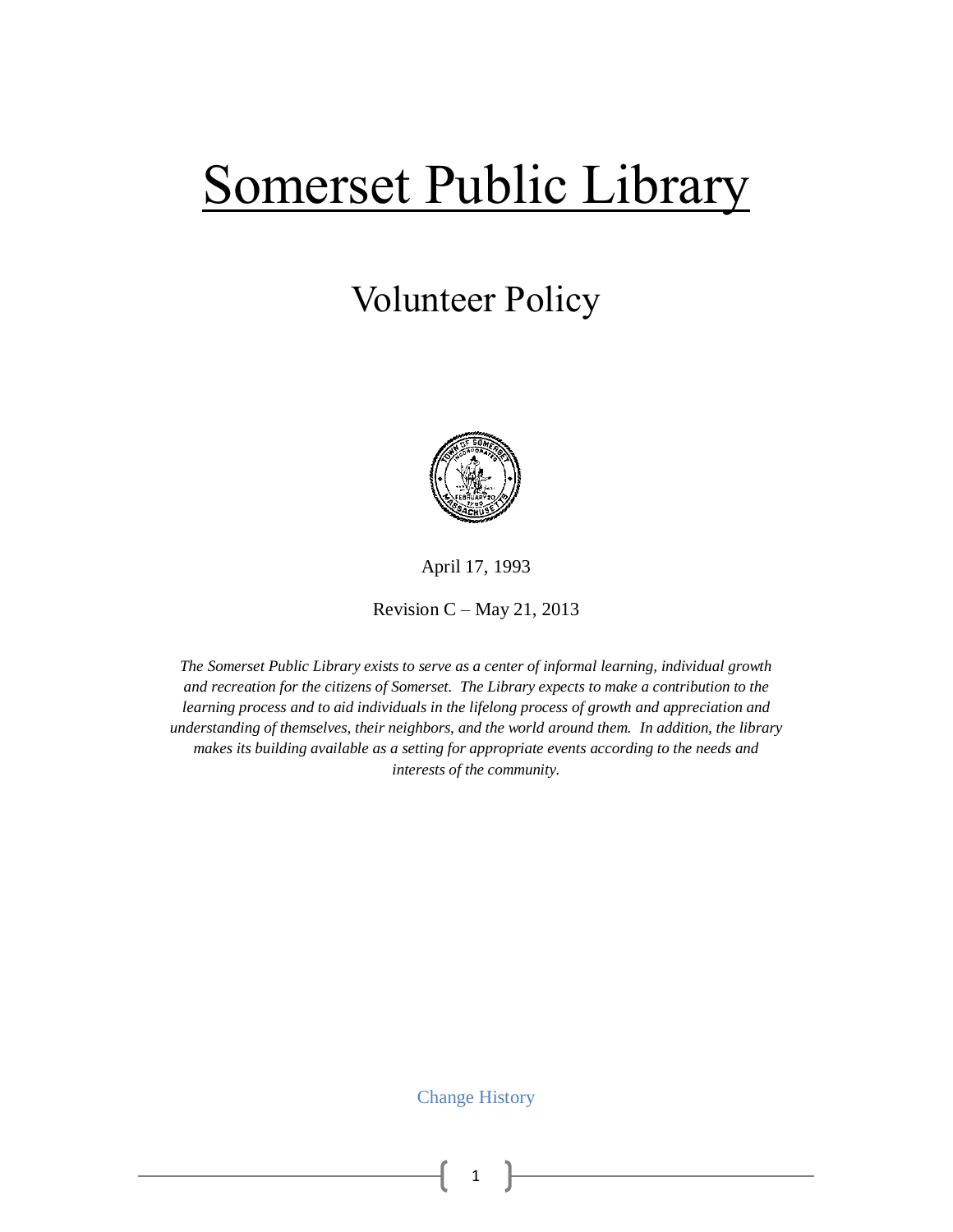# Somerset Public Library

## Volunteer Policy

April 17, 1993

Revision C – May 21, 2013

*The Somerset Public Library exists to serve as a center of informal learning, individual growth and recreation for the citizens of Somerset. The Library expects to make a contribution to the learning process and to aid individuals in the lifelong process of growth and appreciation and understanding of themselves, their neighbors, and the world around them. In addition, the library makes its building available as a setting for appropriate events according to the needs and interests of the community.*

Change History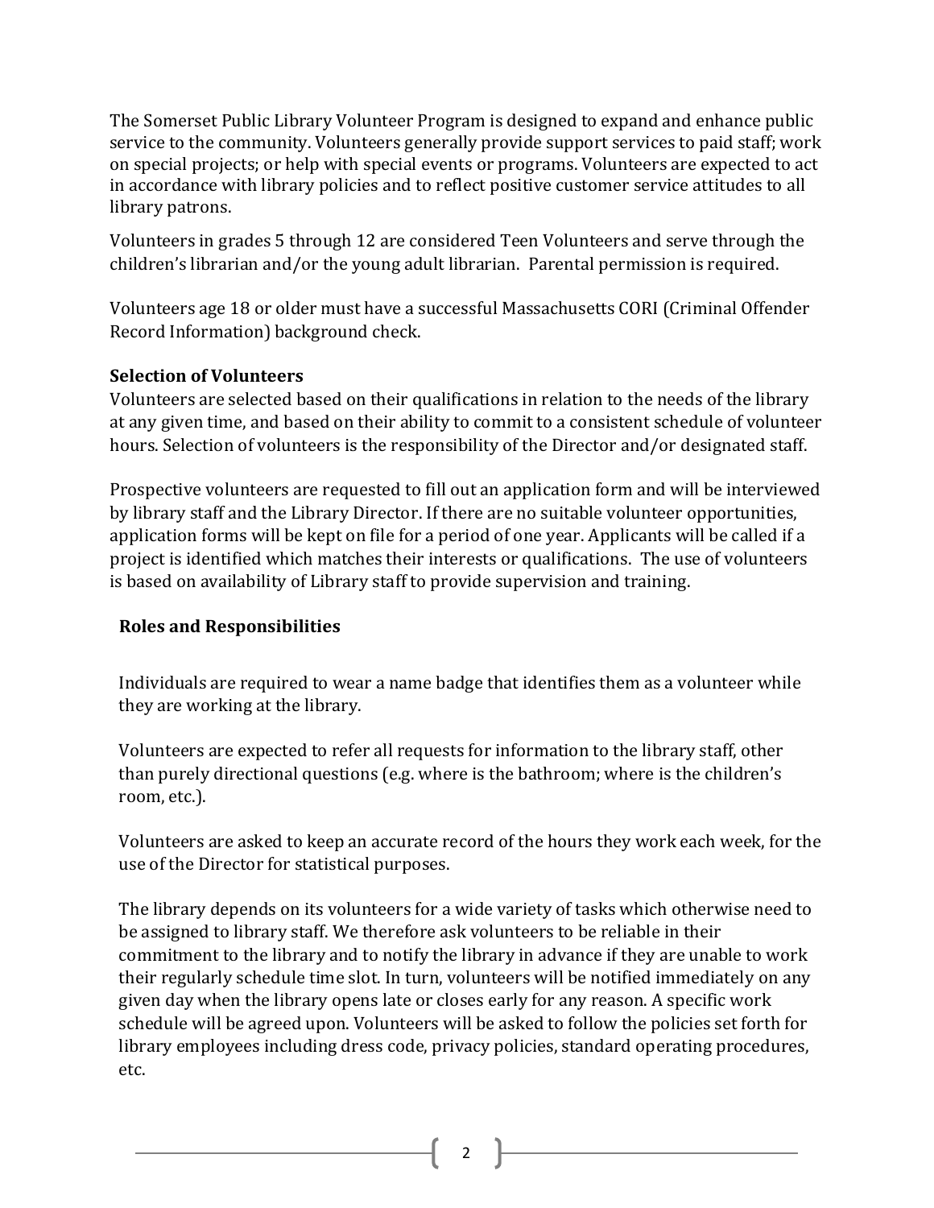The Somerset Public Library Volunteer Program is designed to expand and enhance public service to the community. Volunteers generally provide support services to paid staff; work on special projects; or help with special events or programs. Volunteers are expected to act in accordance with library policies and to reflect positive customer service attitudes to all library patrons.

Volunteers in grades 5 through 12 are considered Teen Volunteers and serve through the children's librarian and/or the young adult librarian. Parental permission is required.

Volunteers age 18 or older must have a successful Massachusetts CORI (Criminal Offender Record Information) background check.

**Selection of Volunteers**

Volunteers are selected based on their qualifications in relation to the needs of the library at any given time, and based on their ability to commit to a consistent schedule of volunteer hours. Selection of volunteers is the responsibility of the Director and/or designated staff.

Prospective volunteers are requested to fill out an application form and will be interviewed by library staff and the Library Director. If there are no suitable volunteer opportunities, application forms will be kept on file for a period of one year. Applicants will be called if a project is identified which matches their interests or qualifications. The use of volunteers is based on availability of Library staff to provide supervision and training.

**Roles and Responsibilities**

Individuals are required to wear a name badge that identifies them as a volunteer while they are working at the library.

Volunteers are expected to refer all requests for information to the library staff, other than purely directional questions (e.g. where is the bathroom; where is the children's room, etc.).

Volunteers are asked to keep an accurate record of the hours they work each week, for the use of the Director for statistical purposes.

The library depends on its volunteers for a wide variety of tasks which otherwise need to be assigned to library staff. We therefore ask volunteers to be reliable in their commitment to the library and to notify the library in advance if they are unable to work their regularly schedule time slot. In turn, volunteers will be notified immediately on any given day when the library opens late or closes early for any reason. A specific work schedule will be agreed upon. Volunteers will be asked to follow the policies set forth for library employees including dress code, privacy policies, standard operating procedures, etc.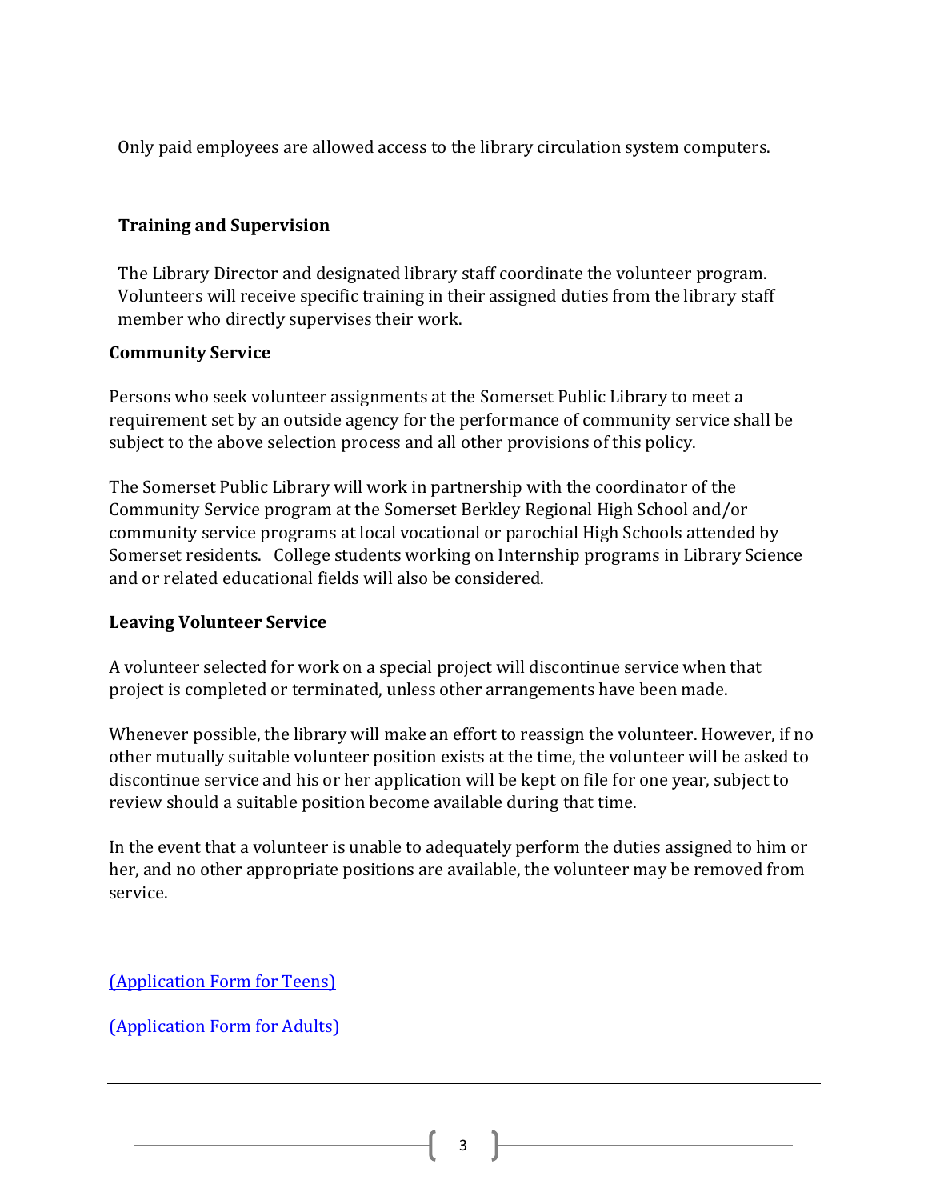Only paid employees are allowed access to the library circulation system computers.

**Training and Supervision**

The Library Director and designated library staff coordinate the volunteer program. Volunteers will receive specific training in their assigned duties from the library staff member who directly supervises their work.

**Community Service**

Persons who seek volunteer assignments at the Somerset Public Library to meet a requirement set by an outside agency for the performance of community service shall be subject to the above selection process and all other provisions of this policy.

The Somerset Public Library will work in partnership with the coordinator of the Community Service program at the Somerset Berkley Regional High School and/or community service programs at local vocational or parochial High Schools attended by Somerset residents. College students working on Internship programs in Library Science and or related educational fields will also be considered.

**Leaving Volunteer Service**

A volunteer selected for work on a special project will discontinue service when that project is completed or terminated, unless other arrangements have been made.

Whenever possible, the library will make an effort to reassign the volunteer. However, if no other mutually suitable volunteer position exists at the time, the volunteer will be asked to discontinue service and his or her application will be kept on file for one year, subject to review should a suitable position become available during that time.

In the event that a volunteer is unable to adequately perform the duties assigned to him or her, and no other appropriate positions are available, the volunteer may be removed from service.

(Application Form for Teens)

(Application Form for Adults)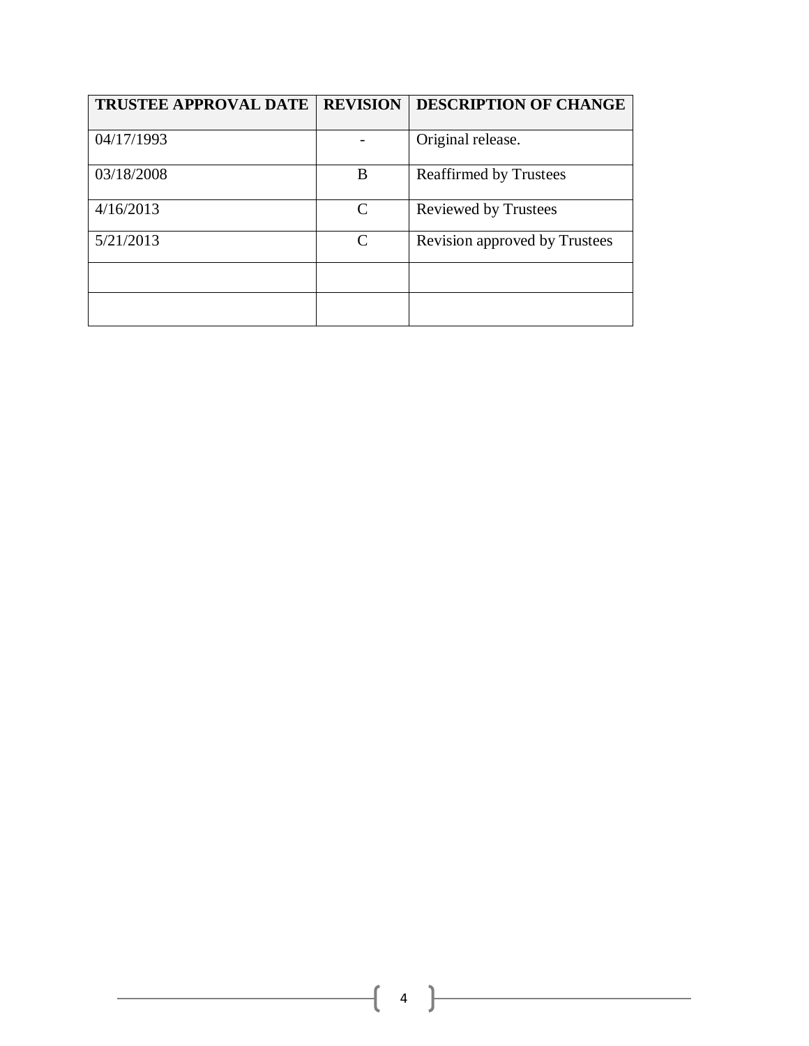| TRUSTEE APPROVAL DATE | REVISION | DESCRIPTION OF CHANGE |
|---|---|---|
| 04/17/1993 | - | Original release. |
| 03/18/2008 | B | Reaffirmed by Trustees |
| 4/16/2013 | C | Reviewed by Trustees |
| 5/21/2013 | C | Revision approved by Trustees |
| | | |
| | | |